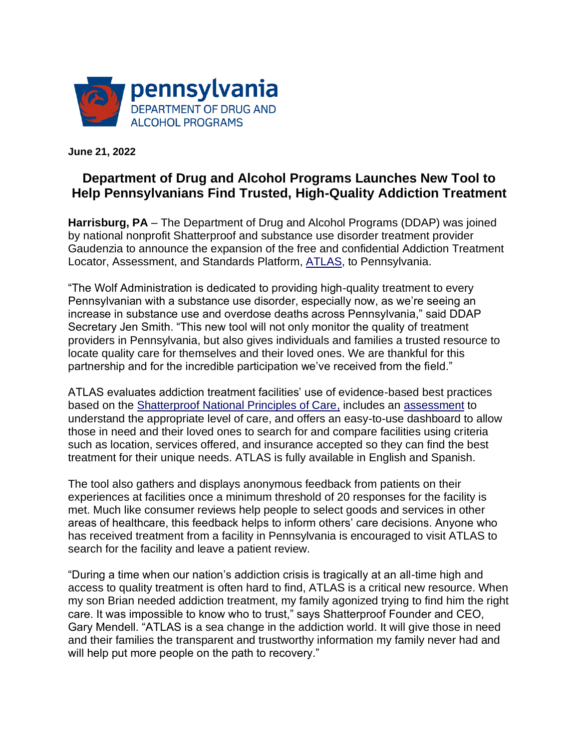pennsylvania
DEPARTMENT OF DRUG AND ALCOHOL PROGRAMS

**June 21, 2022**

# Department of Drug and Alcohol Programs Launches New Tool to Help Pennsylvanians Find Trusted, High-Quality Addiction Treatment

**Harrisburg, PA** – The Department of Drug and Alcohol Programs (DDAP) was joined by national nonprofit Shatterproof and substance use disorder treatment provider Gaudenzia to announce the expansion of the free and confidential Addiction Treatment Locator, Assessment, and Standards Platform, ATLAS, to Pennsylvania.

"The Wolf Administration is dedicated to providing high-quality treatment to every Pennsylvanian with a substance use disorder, especially now, as we're seeing an increase in substance use and overdose deaths across Pennsylvania," said DDAP Secretary Jen Smith. "This new tool will not only monitor the quality of treatment providers in Pennsylvania, but also gives individuals and families a trusted resource to locate quality care for themselves and their loved ones. We are thankful for this partnership and for the incredible participation we've received from the field."

ATLAS evaluates addiction treatment facilities' use of evidence-based best practices based on the Shatterproof National Principles of Care, includes an assessment to understand the appropriate level of care, and offers an easy-to-use dashboard to allow those in need and their loved ones to search for and compare facilities using criteria such as location, services offered, and insurance accepted so they can find the best treatment for their unique needs. ATLAS is fully available in English and Spanish.

The tool also gathers and displays anonymous feedback from patients on their experiences at facilities once a minimum threshold of 20 responses for the facility is met. Much like consumer reviews help people to select goods and services in other areas of healthcare, this feedback helps to inform others' care decisions. Anyone who has received treatment from a facility in Pennsylvania is encouraged to visit ATLAS to search for the facility and leave a patient review.

"During a time when our nation's addiction crisis is tragically at an all-time high and access to quality treatment is often hard to find, ATLAS is a critical new resource. When my son Brian needed addiction treatment, my family agonized trying to find him the right care. It was impossible to know who to trust," says Shatterproof Founder and CEO, Gary Mendell. "ATLAS is a sea change in the addiction world. It will give those in need and their families the transparent and trustworthy information my family never had and will help put more people on the path to recovery."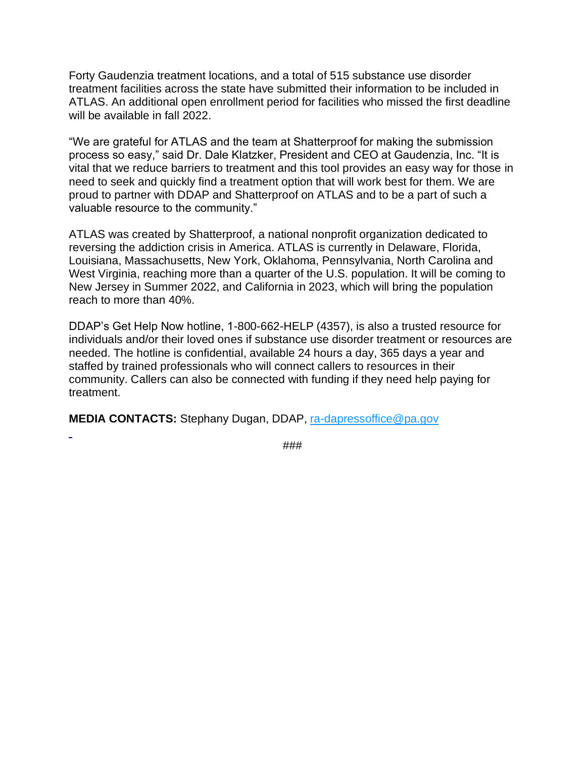Forty Gaudenzia treatment locations, and a total of 515 substance use disorder treatment facilities across the state have submitted their information to be included in ATLAS. An additional open enrollment period for facilities who missed the first deadline will be available in fall 2022.

"We are grateful for ATLAS and the team at Shatterproof for making the submission process so easy," said Dr. Dale Klatzker, President and CEO at Gaudenzia, Inc. "It is vital that we reduce barriers to treatment and this tool provides an easy way for those in need to seek and quickly find a treatment option that will work best for them. We are proud to partner with DDAP and Shatterproof on ATLAS and to be a part of such a valuable resource to the community."

ATLAS was created by Shatterproof, a national nonprofit organization dedicated to reversing the addiction crisis in America. ATLAS is currently in Delaware, Florida, Louisiana, Massachusetts, New York, Oklahoma, Pennsylvania, North Carolina and West Virginia, reaching more than a quarter of the U.S. population. It will be coming to New Jersey in Summer 2022, and California in 2023, which will bring the population reach to more than 40%.

DDAP's Get Help Now hotline, 1-800-662-HELP (4357), is also a trusted resource for individuals and/or their loved ones if substance use disorder treatment or resources are needed. The hotline is confidential, available 24 hours a day, 365 days a year and staffed by trained professionals who will connect callers to resources in their community. Callers can also be connected with funding if they need help paying for treatment.

**MEDIA CONTACTS:** Stephany Dugan, DDAP, ra-dapressoffice@pa.gov

###